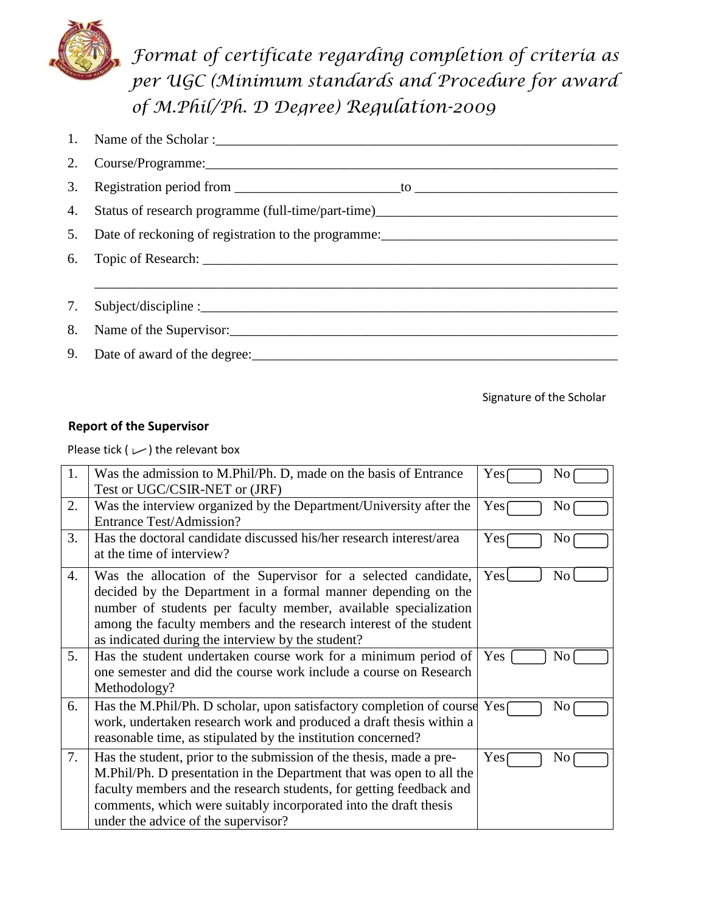# *Format of certificate regarding completion of criteria as per UGC (Minimum standards and Procedure for award of M.Phil/Ph. D Degree) Regulation-2009*

1. Name of the Scholar :\_\_\_\_\_\_\_\_\_\_\_\_\_\_\_\_\_\_\_\_\_\_\_\_\_\_\_\_\_\_\_\_\_\_\_\_\_\_\_\_
2. Course/Programme:\_\_\_\_\_\_\_\_\_\_\_\_\_\_\_\_\_\_\_\_\_\_\_\_\_\_\_\_\_\_\_\_\_\_\_\_\_\_\_\_
3. Registration period from \_\_\_\_\_\_\_\_\_\_\_\_\_\_\_\_ to \_\_\_\_\_\_\_\_\_\_\_\_\_\_\_\_\_\_\_\_
4. Status of research programme (full-time/part-time)\_\_\_\_\_\_\_\_\_\_\_\_\_\_\_\_\_\_\_\_\_\_\_
5. Date of reckoning of registration to the programme:\_\_\_\_\_\_\_\_\_\_\_\_\_\_\_\_\_\_\_\_\_\_\_
6. Topic of Research: \_\_\_\_\_\_\_\_\_\_\_\_\_\_\_\_\_\_\_\_\_\_\_\_\_\_\_\_\_\_\_\_\_\_\_\_\_\_\_\_\_\_

   \_\_\_\_\_\_\_\_\_\_\_\_\_\_\_\_\_\_\_\_\_\_\_\_\_\_\_\_\_\_\_\_\_\_\_\_\_\_\_\_\_\_\_\_\_\_\_\_\_\_\_\_\_\_\_\_
7. Subject/discipline :\_\_\_\_\_\_\_\_\_\_\_\_\_\_\_\_\_\_\_\_\_\_\_\_\_\_\_\_\_\_\_\_\_\_\_\_\_\_\_\_\_
8. Name of the Supervisor:\_\_\_\_\_\_\_\_\_\_\_\_\_\_\_\_\_\_\_\_\_\_\_\_\_\_\_\_\_\_\_\_\_\_\_\_\_\_
9. Date of award of the degree:\_\_\_\_\_\_\_\_\_\_\_\_\_\_\_\_\_\_\_\_\_\_\_\_\_\_\_\_\_\_\_\_\_\_\_

Signature of the Scholar

**Report of the Supervisor**

Please tick (✓) the relevant box

| | | |
|---|---|---|
| 1. | Was the admission to M.Phil/Ph. D, made on the basis of Entrance Test or UGC/CSIR-NET or (JRF) | Yes ☐ No ☐ |
| 2. | Was the interview organized by the Department/University after the Entrance Test/Admission? | Yes ☐ No ☐ |
| 3. | Has the doctoral candidate discussed his/her research interest/area at the time of interview? | Yes ☐ No ☐ |
| 4. | Was the allocation of the Supervisor for a selected candidate, decided by the Department in a formal manner depending on the number of students per faculty member, available specialization among the faculty members and the research interest of the student as indicated during the interview by the student? | Yes ☐ No ☐ |
| 5. | Has the student undertaken course work for a minimum period of one semester and did the course work include a course on Research Methodology? | Yes ☐ No ☐ |
| 6. | Has the M.Phil/Ph. D scholar, upon satisfactory completion of course work, undertaken research work and produced a draft thesis within a reasonable time, as stipulated by the institution concerned? | Yes ☐ No ☐ |
| 7. | Has the student, prior to the submission of the thesis, made a pre-M.Phil/Ph. D presentation in the Department that was open to all the faculty members and the research students, for getting feedback and comments, which were suitably incorporated into the draft thesis under the advice of the supervisor? | Yes ☐ No ☐ |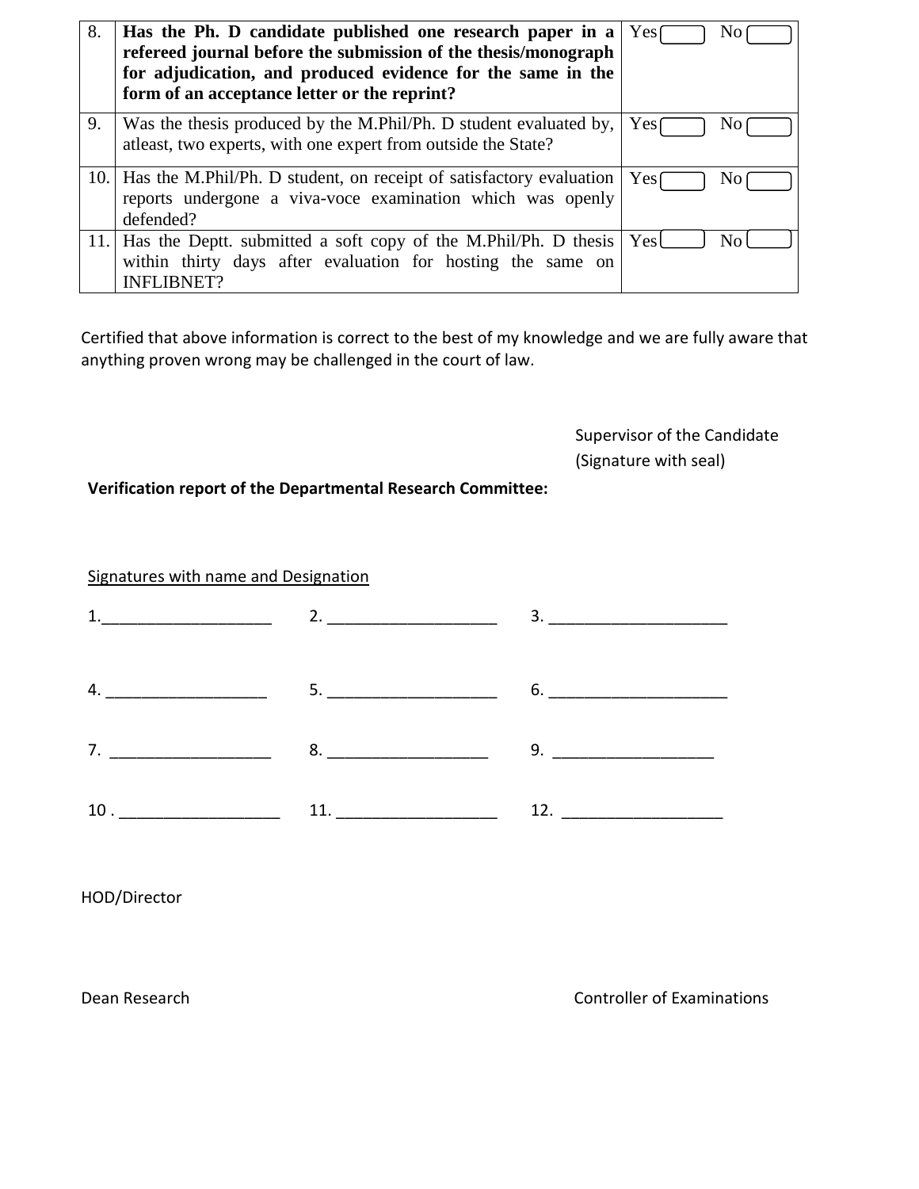| | | |
|---|---|---|
| 8. | **Has the Ph. D candidate published one research paper in a refereed journal before the submission of the thesis/monograph for adjudication, and produced evidence for the same in the form of an acceptance letter or the reprint?** | Yes ☐ No ☐ |
| 9. | Was the thesis produced by the M.Phil/Ph. D student evaluated by, atleast, two experts, with one expert from outside the State? | Yes ☐ No ☐ |
| 10. | Has the M.Phil/Ph. D student, on receipt of satisfactory evaluation reports undergone a viva-voce examination which was openly defended? | Yes ☐ No ☐ |
| 11. | Has the Deptt. submitted a soft copy of the M.Phil/Ph. D thesis within thirty days after evaluation for hosting the same on INFLIBNET? | Yes ☐ No ☐ |

Certified that above information is correct to the best of my knowledge and we are fully aware that anything proven wrong may be challenged in the court of law.

Supervisor of the Candidate
(Signature with seal)

**Verification report of the Departmental Research Committee:**

Signatures with name and Designation

1.___________________ 2. ___________________ 3. ____________________

4. __________________ 5. ___________________ 6. ____________________

7. __________________ 8. __________________ 9. __________________

10 . __________________ 11. __________________ 12. __________________

HOD/Director

Dean Research

Controller of Examinations